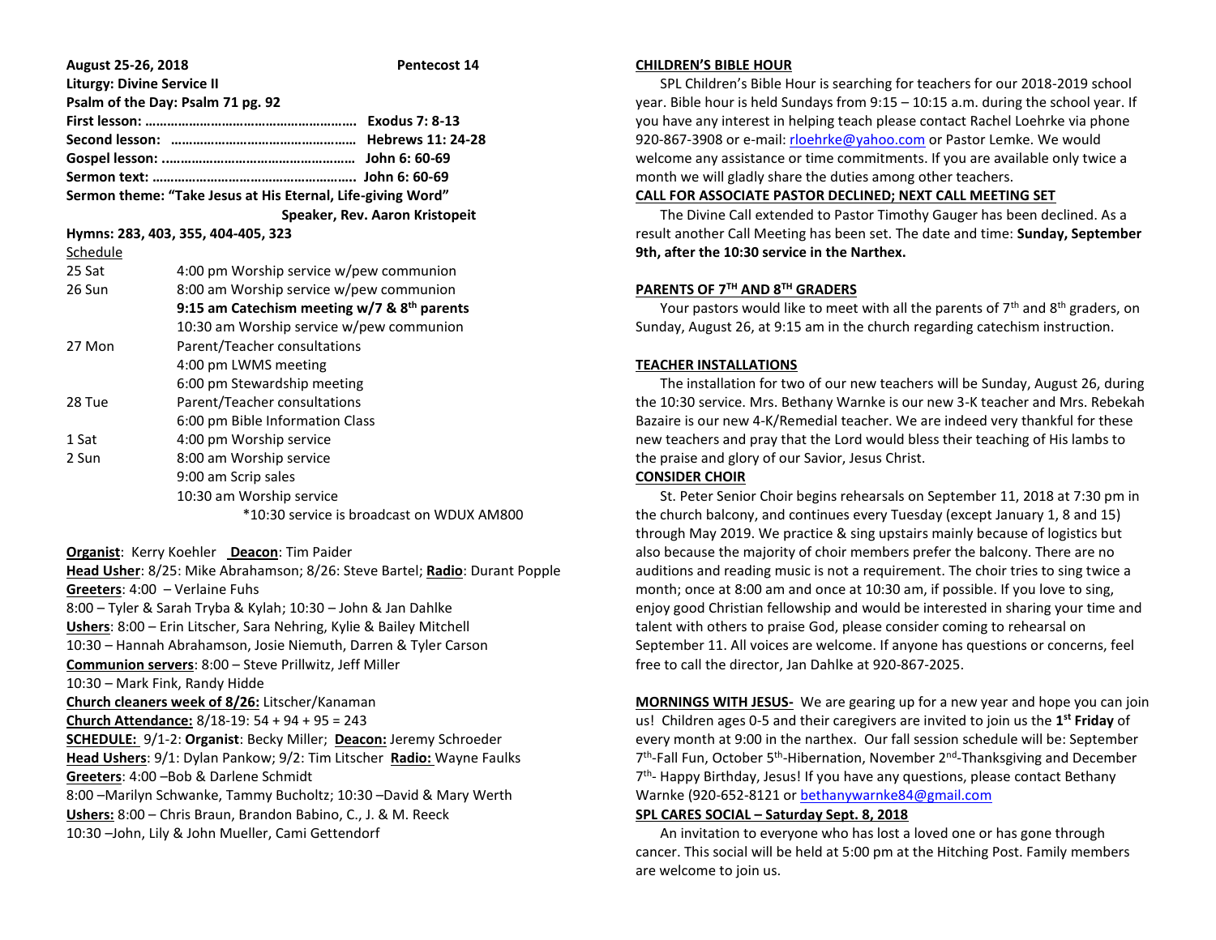**August 25-26, 2018** **Pentecost 14**

**Liturgy: Divine Service II**

**Psalm of the Day: Psalm 71 pg. 92**

**First lesson: ………………………………………………… Exodus 7: 8-13**

**Second lesson: ………………………………………… Hebrews 11: 24-28**

**Gospel lesson: .…………………………………………… John 6: 60-69**

**Sermon text: ……………………………………………… John 6: 60-69**

**Sermon theme: "Take Jesus at His Eternal, Life-giving Word"**

**Speaker, Rev. Aaron Kristopeit**

**Hymns: 283, 403, 355, 404-405, 323**

Schedule

| | |
|---|---|
| 25 Sat | 4:00 pm Worship service w/pew communion |
| 26 Sun | 8:00 am Worship service w/pew communion |
| | **9:15 am Catechism meeting w/7 & 8th parents** |
| | 10:30 am Worship service w/pew communion |
| 27 Mon | Parent/Teacher consultations |
| | 4:00 pm LWMS meeting |
| | 6:00 pm Stewardship meeting |
| 28 Tue | Parent/Teacher consultations |
| | 6:00 pm Bible Information Class |
| 1 Sat | 4:00 pm Worship service |
| 2 Sun | 8:00 am Worship service |
| | 9:00 am Scrip sales |
| | 10:30 am Worship service |
| | *10:30 service is broadcast on WDUX AM800 |

**Organist**: Kerry Koehler **Deacon**: Tim Paider

**Head Usher**: 8/25: Mike Abrahamson; 8/26: Steve Bartel; **Radio**: Durant Popple

**Greeters**: 4:00 – Verlaine Fuhs

8:00 – Tyler & Sarah Tryba & Kylah; 10:30 – John & Jan Dahlke

**Ushers**: 8:00 – Erin Litscher, Sara Nehring, Kylie & Bailey Mitchell

10:30 – Hannah Abrahamson, Josie Niemuth, Darren & Tyler Carson

**Communion servers**: 8:00 – Steve Prillwitz, Jeff Miller

10:30 – Mark Fink, Randy Hidde

**Church cleaners week of 8/26:** Litscher/Kanaman

**Church Attendance:** 8/18-19: 54 + 94 + 95 = 243

**SCHEDULE:** 9/1-2: **Organist**: Becky Miller; **Deacon:** Jeremy Schroeder

**Head Ushers**: 9/1: Dylan Pankow; 9/2: Tim Litscher **Radio:** Wayne Faulks

**Greeters**: 4:00 –Bob & Darlene Schmidt

8:00 –Marilyn Schwanke, Tammy Bucholtz; 10:30 –David & Mary Werth

**Ushers:** 8:00 – Chris Braun, Brandon Babino, C., J. & M. Reeck

10:30 –John, Lily & John Mueller, Cami Gettendorf

## CHILDREN'S BIBLE HOUR

SPL Children's Bible Hour is searching for teachers for our 2018-2019 school year. Bible hour is held Sundays from 9:15 – 10:15 a.m. during the school year. If you have any interest in helping teach please contact Rachel Loehrke via phone 920-867-3908 or e-mail: rloehrke@yahoo.com or Pastor Lemke. We would welcome any assistance or time commitments. If you are available only twice a month we will gladly share the duties among other teachers.

## CALL FOR ASSOCIATE PASTOR DECLINED; NEXT CALL MEETING SET

The Divine Call extended to Pastor Timothy Gauger has been declined. As a result another Call Meeting has been set. The date and time: **Sunday, September 9th, after the 10:30 service in the Narthex.**

## PARENTS OF 7TH AND 8TH GRADERS

Your pastors would like to meet with all the parents of 7th and 8th graders, on Sunday, August 26, at 9:15 am in the church regarding catechism instruction.

## TEACHER INSTALLATIONS

The installation for two of our new teachers will be Sunday, August 26, during the 10:30 service. Mrs. Bethany Warnke is our new 3-K teacher and Mrs. Rebekah Bazaire is our new 4-K/Remedial teacher. We are indeed very thankful for these new teachers and pray that the Lord would bless their teaching of His lambs to the praise and glory of our Savior, Jesus Christ.

## CONSIDER CHOIR

St. Peter Senior Choir begins rehearsals on September 11, 2018 at 7:30 pm in the church balcony, and continues every Tuesday (except January 1, 8 and 15) through May 2019. We practice & sing upstairs mainly because of logistics but also because the majority of choir members prefer the balcony. There are no auditions and reading music is not a requirement. The choir tries to sing twice a month; once at 8:00 am and once at 10:30 am, if possible. If you love to sing, enjoy good Christian fellowship and would be interested in sharing your time and talent with others to praise God, please consider coming to rehearsal on September 11. All voices are welcome. If anyone has questions or concerns, feel free to call the director, Jan Dahlke at 920-867-2025.

**MORNINGS WITH JESUS-** We are gearing up for a new year and hope you can join us! Children ages 0-5 and their caregivers are invited to join us the **1st Friday** of every month at 9:00 in the narthex. Our fall session schedule will be: September 7th-Fall Fun, October 5th-Hibernation, November 2nd-Thanksgiving and December 7th- Happy Birthday, Jesus! If you have any questions, please contact Bethany Warnke (920-652-8121 or bethanywarnke84@gmail.com

## SPL CARES SOCIAL – Saturday Sept. 8, 2018

An invitation to everyone who has lost a loved one or has gone through cancer. This social will be held at 5:00 pm at the Hitching Post. Family members are welcome to join us.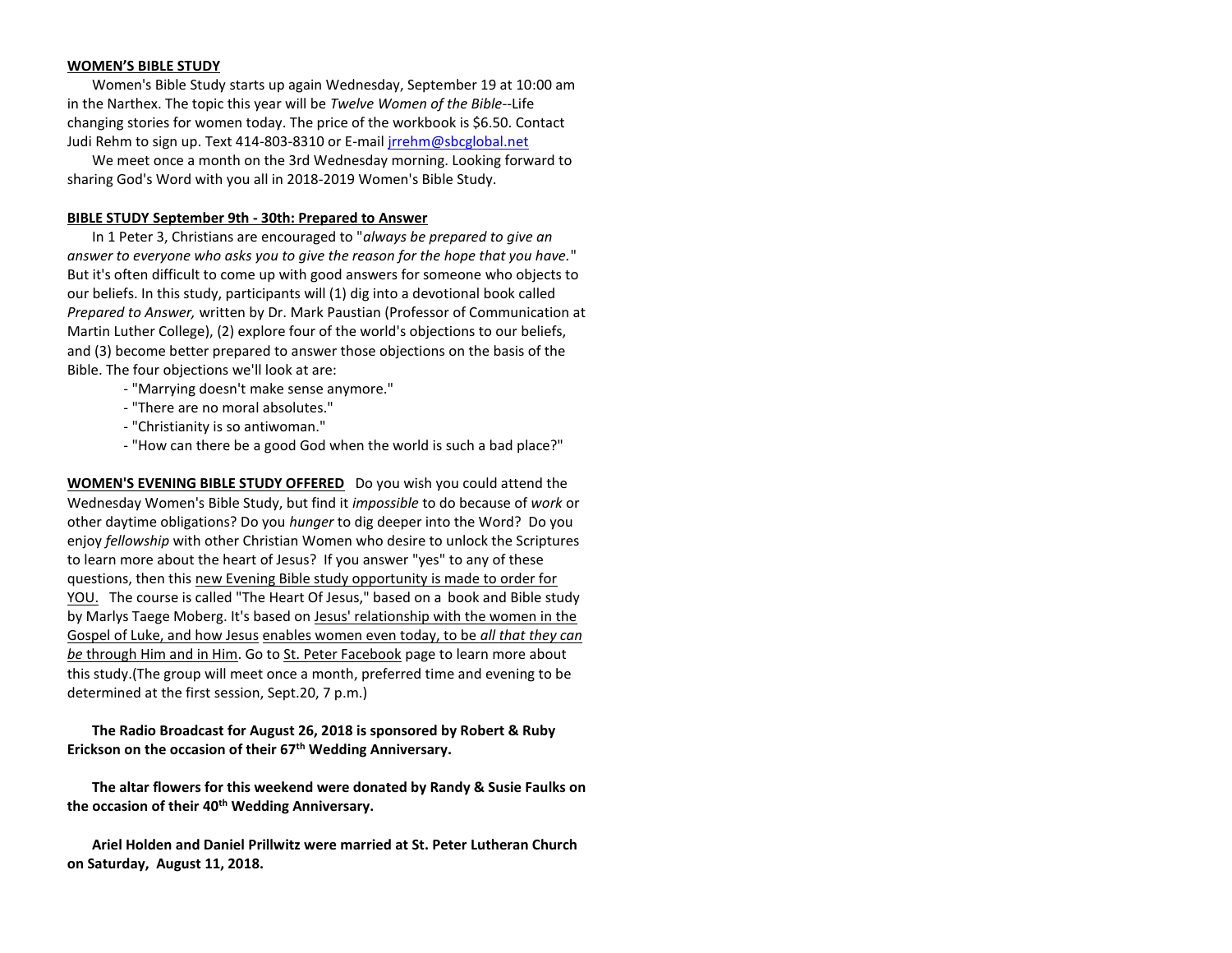**WOMEN'S BIBLE STUDY**

Women's Bible Study starts up again Wednesday, September 19 at 10:00 am in the Narthex. The topic this year will be *Twelve Women of the Bible*--Life changing stories for women today. The price of the workbook is $6.50. Contact Judi Rehm to sign up. Text 414-803-8310 or E-mail jrrehm@sbcglobal.net

We meet once a month on the 3rd Wednesday morning. Looking forward to sharing God's Word with you all in 2018-2019 Women's Bible Study.

**BIBLE STUDY September 9th - 30th: Prepared to Answer**

In 1 Peter 3, Christians are encouraged to "*always be prepared to give an answer to everyone who asks you to give the reason for the hope that you have.*" But it's often difficult to come up with good answers for someone who objects to our beliefs. In this study, participants will (1) dig into a devotional book called *Prepared to Answer,* written by Dr. Mark Paustian (Professor of Communication at Martin Luther College), (2) explore four of the world's objections to our beliefs, and (3) become better prepared to answer those objections on the basis of the Bible. The four objections we'll look at are:

- "Marrying doesn't make sense anymore."
- "There are no moral absolutes."
- "Christianity is so antiwoman."
- "How can there be a good God when the world is such a bad place?"

**WOMEN'S EVENING BIBLE STUDY OFFERED** Do you wish you could attend the Wednesday Women's Bible Study, but find it *impossible* to do because of *work* or other daytime obligations? Do you *hunger* to dig deeper into the Word? Do you enjoy *fellowship* with other Christian Women who desire to unlock the Scriptures to learn more about the heart of Jesus? If you answer "yes" to any of these questions, then this new Evening Bible study opportunity is made to order for YOU. The course is called "The Heart Of Jesus," based on a book and Bible study by Marlys Taege Moberg. It's based on Jesus' relationship with the women in the Gospel of Luke, and how Jesus enables women even today, to be *all that they can be* through Him and in Him. Go to St. Peter Facebook page to learn more about this study.(The group will meet once a month, preferred time and evening to be determined at the first session, Sept.20, 7 p.m.)

**The Radio Broadcast for August 26, 2018 is sponsored by Robert & Ruby Erickson on the occasion of their 67th Wedding Anniversary.**

**The altar flowers for this weekend were donated by Randy & Susie Faulks on the occasion of their 40th Wedding Anniversary.**

**Ariel Holden and Daniel Prillwitz were married at St. Peter Lutheran Church on Saturday, August 11, 2018.**